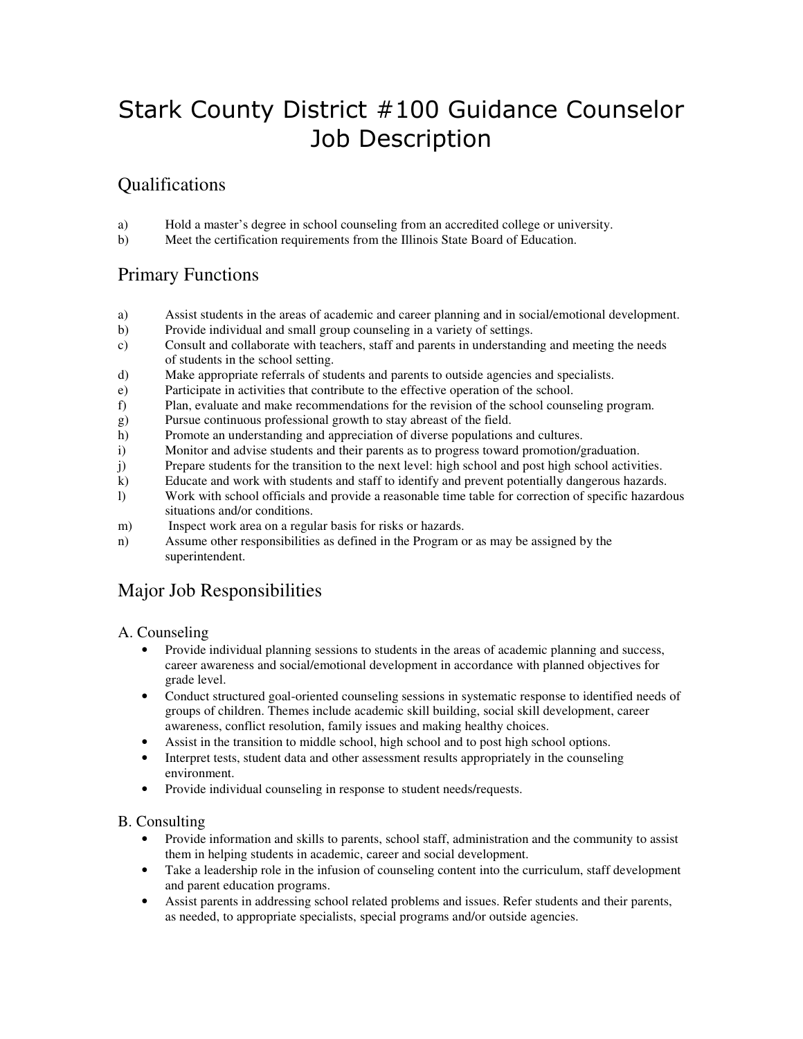# Stark County District #100 Guidance Counselor Job Description

## Qualifications

a) Hold a master's degree in school counseling from an accredited college or university.
b) Meet the certification requirements from the Illinois State Board of Education.

## Primary Functions

a) Assist students in the areas of academic and career planning and in social/emotional development.
b) Provide individual and small group counseling in a variety of settings.
c) Consult and collaborate with teachers, staff and parents in understanding and meeting the needs of students in the school setting.
d) Make appropriate referrals of students and parents to outside agencies and specialists.
e) Participate in activities that contribute to the effective operation of the school.
f) Plan, evaluate and make recommendations for the revision of the school counseling program.
g) Pursue continuous professional growth to stay abreast of the field.
h) Promote an understanding and appreciation of diverse populations and cultures.
i) Monitor and advise students and their parents as to progress toward promotion/graduation.
j) Prepare students for the transition to the next level: high school and post high school activities.
k) Educate and work with students and staff to identify and prevent potentially dangerous hazards.
l) Work with school officials and provide a reasonable time table for correction of specific hazardous situations and/or conditions.
m) Inspect work area on a regular basis for risks or hazards.
n) Assume other responsibilities as defined in the Program or as may be assigned by the superintendent.

## Major Job Responsibilities

### A. Counseling

- Provide individual planning sessions to students in the areas of academic planning and success, career awareness and social/emotional development in accordance with planned objectives for grade level.
- Conduct structured goal-oriented counseling sessions in systematic response to identified needs of groups of children. Themes include academic skill building, social skill development, career awareness, conflict resolution, family issues and making healthy choices.
- Assist in the transition to middle school, high school and to post high school options.
- Interpret tests, student data and other assessment results appropriately in the counseling environment.
- Provide individual counseling in response to student needs/requests.

### B. Consulting

- Provide information and skills to parents, school staff, administration and the community to assist them in helping students in academic, career and social development.
- Take a leadership role in the infusion of counseling content into the curriculum, staff development and parent education programs.
- Assist parents in addressing school related problems and issues. Refer students and their parents, as needed, to appropriate specialists, special programs and/or outside agencies.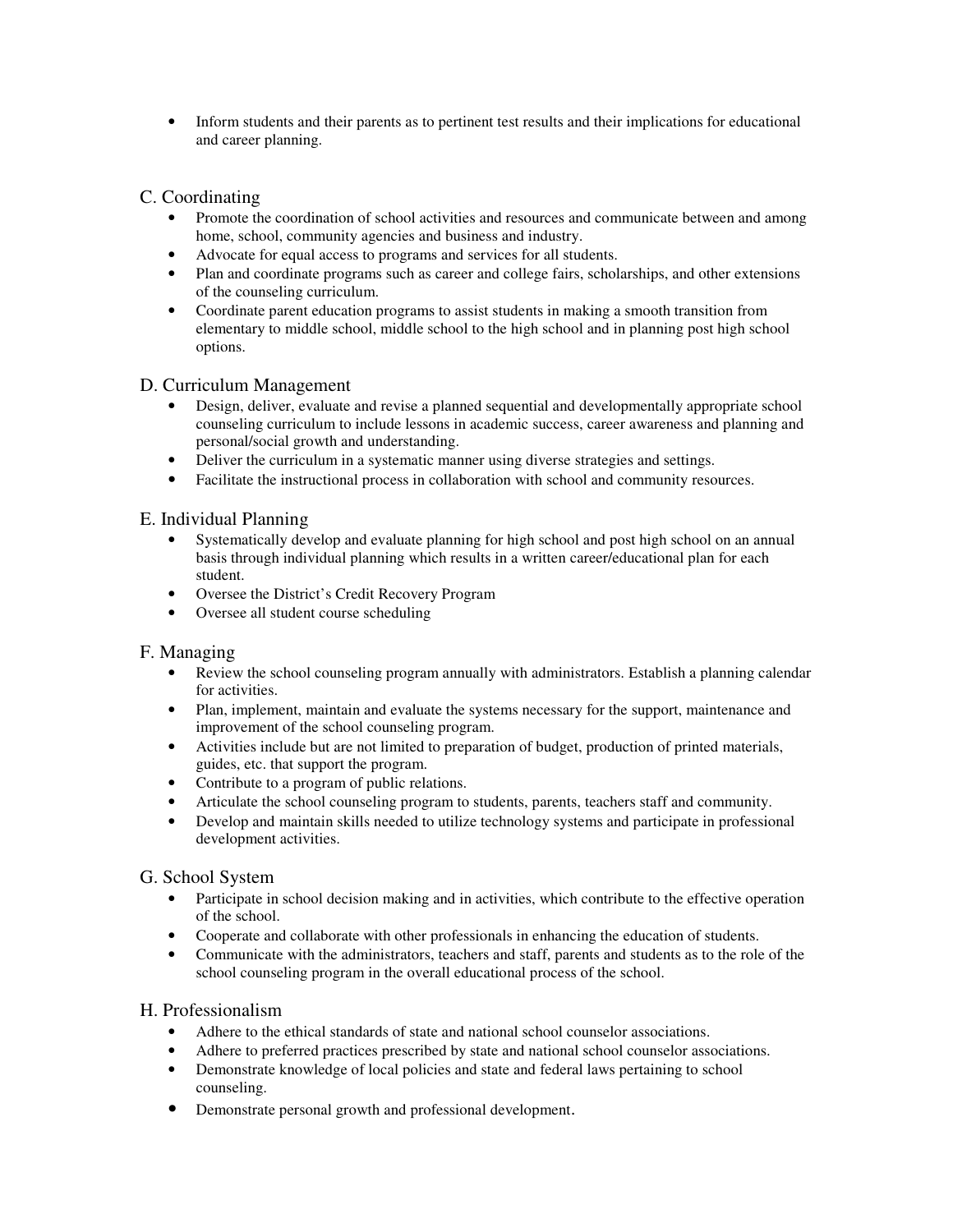- Inform students and their parents as to pertinent test results and their implications for educational and career planning.

## C. Coordinating

- Promote the coordination of school activities and resources and communicate between and among home, school, community agencies and business and industry.
- Advocate for equal access to programs and services for all students.
- Plan and coordinate programs such as career and college fairs, scholarships, and other extensions of the counseling curriculum.
- Coordinate parent education programs to assist students in making a smooth transition from elementary to middle school, middle school to the high school and in planning post high school options.

## D. Curriculum Management

- Design, deliver, evaluate and revise a planned sequential and developmentally appropriate school counseling curriculum to include lessons in academic success, career awareness and planning and personal/social growth and understanding.
- Deliver the curriculum in a systematic manner using diverse strategies and settings.
- Facilitate the instructional process in collaboration with school and community resources.

## E. Individual Planning

- Systematically develop and evaluate planning for high school and post high school on an annual basis through individual planning which results in a written career/educational plan for each student.
- Oversee the District's Credit Recovery Program
- Oversee all student course scheduling

## F. Managing

- Review the school counseling program annually with administrators. Establish a planning calendar for activities.
- Plan, implement, maintain and evaluate the systems necessary for the support, maintenance and improvement of the school counseling program.
- Activities include but are not limited to preparation of budget, production of printed materials, guides, etc. that support the program.
- Contribute to a program of public relations.
- Articulate the school counseling program to students, parents, teachers staff and community.
- Develop and maintain skills needed to utilize technology systems and participate in professional development activities.

## G. School System

- Participate in school decision making and in activities, which contribute to the effective operation of the school.
- Cooperate and collaborate with other professionals in enhancing the education of students.
- Communicate with the administrators, teachers and staff, parents and students as to the role of the school counseling program in the overall educational process of the school.

## H. Professionalism

- Adhere to the ethical standards of state and national school counselor associations.
- Adhere to preferred practices prescribed by state and national school counselor associations.
- Demonstrate knowledge of local policies and state and federal laws pertaining to school counseling.
- Demonstrate personal growth and professional development.